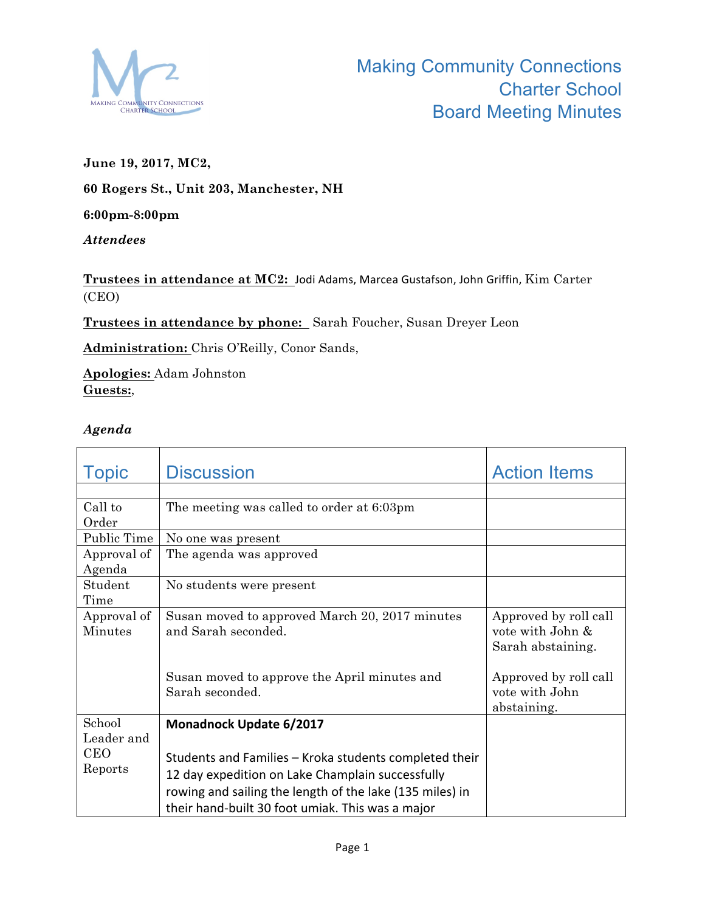# Making Community Connections Charter School Board Meeting Minutes

**June 19, 2017, MC2,**

**60 Rogers St., Unit 203, Manchester, NH**

**6:00pm-8:00pm**

***Attendees***

**Trustees in attendance at MC2:** Jodi Adams, Marcea Gustafson, John Griffin, Kim Carter (CEO)

**Trustees in attendance by phone:** Sarah Foucher, Susan Dreyer Leon

**Administration:** Chris O'Reilly, Conor Sands,

**Apologies:** Adam Johnston
**Guests:**,

***Agenda***

| Topic | Discussion | Action Items |
|---|---|---|
| | | |
| Call to Order | The meeting was called to order at 6:03pm | |
| Public Time | No one was present | |
| Approval of Agenda | The agenda was approved | |
| Student Time | No students were present | |
| Approval of Minutes | Susan moved to approved March 20, 2017 minutes and Sarah seconded.<br><br>Susan moved to approve the April minutes and Sarah seconded. | Approved by roll call vote with John & Sarah abstaining.<br><br>Approved by roll call vote with John abstaining. |
| School Leader and CEO Reports | **Monadnock Update 6/2017**<br><br>Students and Families – Kroka students completed their 12 day expedition on Lake Champlain successfully rowing and sailing the length of the lake (135 miles) in their hand-built 30 foot umiak. This was a major | |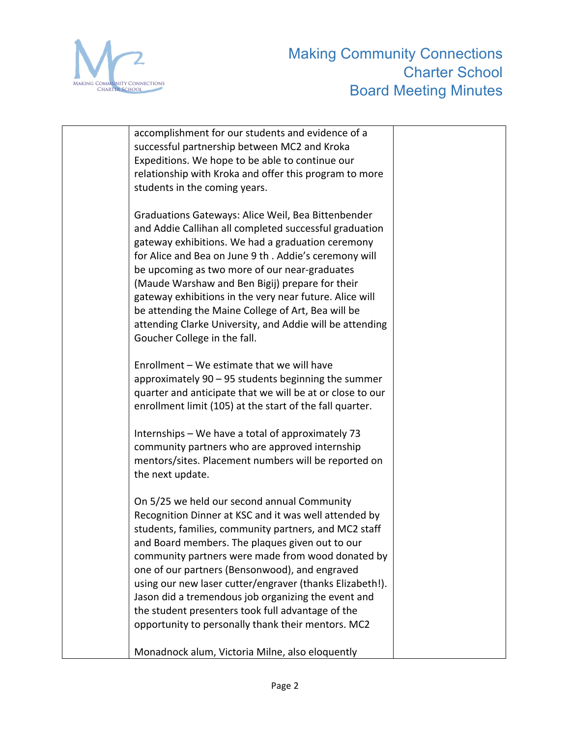| | | |
|---|---|---|
| | accomplishment for our students and evidence of a successful partnership between MC2 and Kroka Expeditions. We hope to be able to continue our relationship with Kroka and offer this program to more students in the coming years.<br><br>Graduations Gateways: Alice Weil, Bea Bittenbender and Addie Callihan all completed successful graduation gateway exhibitions. We had a graduation ceremony for Alice and Bea on June 9 th . Addie's ceremony will be upcoming as two more of our near-graduates (Maude Warshaw and Ben Bigij) prepare for their gateway exhibitions in the very near future. Alice will be attending the Maine College of Art, Bea will be attending Clarke University, and Addie will be attending Goucher College in the fall.<br><br>Enrollment – We estimate that we will have approximately 90 – 95 students beginning the summer quarter and anticipate that we will be at or close to our enrollment limit (105) at the start of the fall quarter.<br><br>Internships – We have a total of approximately 73 community partners who are approved internship mentors/sites. Placement numbers will be reported on the next update.<br><br>On 5/25 we held our second annual Community Recognition Dinner at KSC and it was well attended by students, families, community partners, and MC2 staff and Board members. The plaques given out to our community partners were made from wood donated by one of our partners (Bensonwood), and engraved using our new laser cutter/engraver (thanks Elizabeth!). Jason did a tremendous job organizing the event and the student presenters took full advantage of the opportunity to personally thank their mentors. MC2<br><br>Monadnock alum, Victoria Milne, also eloquently | |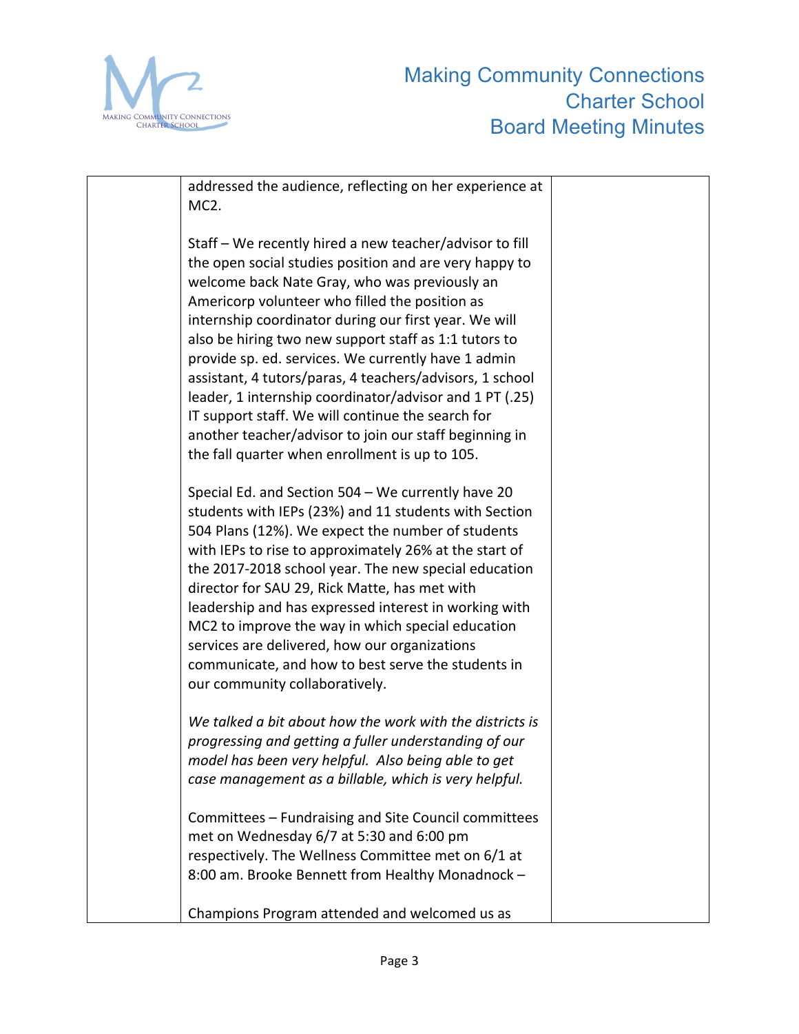| | addressed the audience, reflecting on her experience at MC2.<br><br>Staff – We recently hired a new teacher/advisor to fill the open social studies position and are very happy to welcome back Nate Gray, who was previously an Americorp volunteer who filled the position as internship coordinator during our first year. We will also be hiring two new support staff as 1:1 tutors to provide sp. ed. services. We currently have 1 admin assistant, 4 tutors/paras, 4 teachers/advisors, 1 school leader, 1 internship coordinator/advisor and 1 PT (.25) IT support staff. We will continue the search for another teacher/advisor to join our staff beginning in the fall quarter when enrollment is up to 105.<br><br>Special Ed. and Section 504 – We currently have 20 students with IEPs (23%) and 11 students with Section 504 Plans (12%). We expect the number of students with IEPs to rise to approximately 26% at the start of the 2017-2018 school year. The new special education director for SAU 29, Rick Matte, has met with leadership and has expressed interest in working with MC2 to improve the way in which special education services are delivered, how our organizations communicate, and how to best serve the students in our community collaboratively.<br><br>*We talked a bit about how the work with the districts is progressing and getting a fuller understanding of our model has been very helpful. Also being able to get case management as a billable, which is very helpful.*<br><br>Committees – Fundraising and Site Council committees met on Wednesday 6/7 at 5:30 and 6:00 pm respectively. The Wellness Committee met on 6/1 at 8:00 am. Brooke Bennett from Healthy Monadnock –<br><br>Champions Program attended and welcomed us as | |
|---|---|---|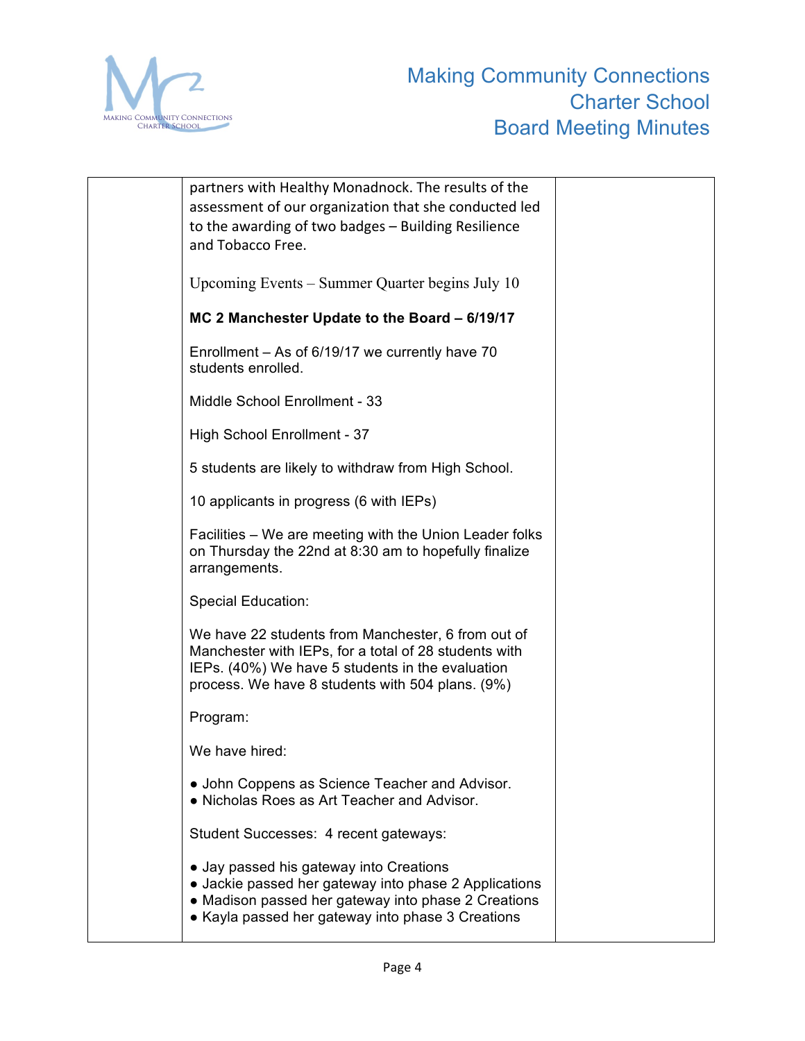| | partners with Healthy Monadnock. The results of the assessment of our organization that she conducted led to the awarding of two badges – Building Resilience and Tobacco Free.<br><br>Upcoming Events – Summer Quarter begins July 10<br><br>**MC 2 Manchester Update to the Board – 6/19/17**<br><br>Enrollment – As of 6/19/17 we currently have 70 students enrolled.<br><br>Middle School Enrollment - 33<br><br>High School Enrollment - 37<br><br>5 students are likely to withdraw from High School.<br><br>10 applicants in progress (6 with IEPs)<br><br>Facilities – We are meeting with the Union Leader folks on Thursday the 22nd at 8:30 am to hopefully finalize arrangements.<br><br>Special Education:<br><br>We have 22 students from Manchester, 6 from out of Manchester with IEPs, for a total of 28 students with IEPs. (40%) We have 5 students in the evaluation process. We have 8 students with 504 plans. (9%)<br><br>Program:<br><br>We have hired:<br><br>● John Coppens as Science Teacher and Advisor.<br>● Nicholas Roes as Art Teacher and Advisor.<br><br>Student Successes: 4 recent gateways:<br><br>● Jay passed his gateway into Creations<br>● Jackie passed her gateway into phase 2 Applications<br>● Madison passed her gateway into phase 2 Creations<br>● Kayla passed her gateway into phase 3 Creations | |
|---|---|---|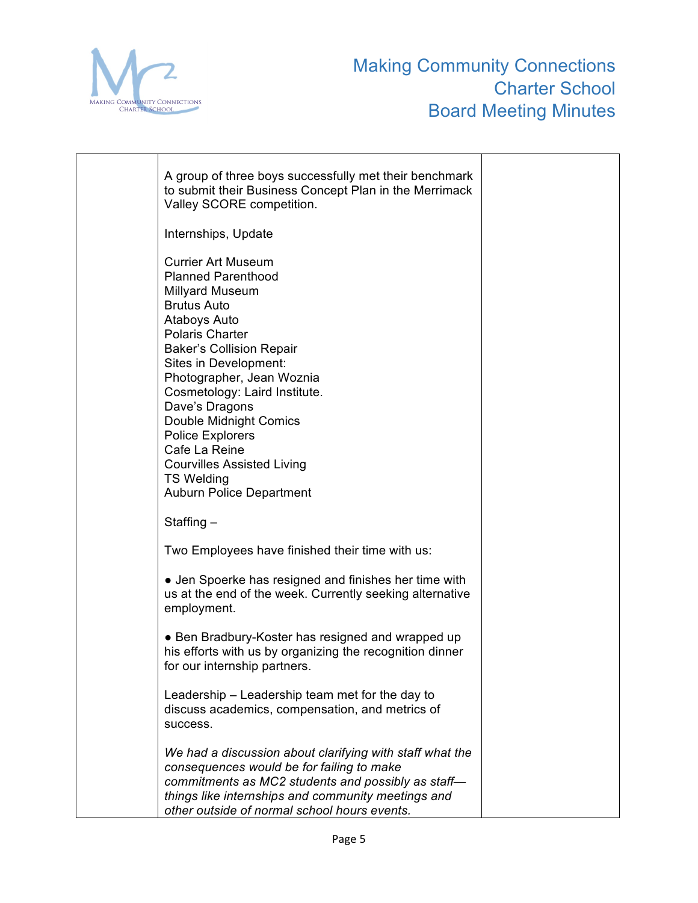| | | |
|---|---|---|
| | A group of three boys successfully met their benchmark to submit their Business Concept Plan in the Merrimack Valley SCORE competition.<br><br>Internships, Update<br><br>Currier Art Museum<br>Planned Parenthood<br>Millyard Museum<br>Brutus Auto<br>Ataboys Auto<br>Polaris Charter<br>Baker's Collision Repair<br>Sites in Development:<br>Photographer, Jean Woznia<br>Cosmetology: Laird Institute.<br>Dave's Dragons<br>Double Midnight Comics<br>Police Explorers<br>Cafe La Reine<br>Courvilles Assisted Living<br>TS Welding<br>Auburn Police Department<br><br>Staffing –<br><br>Two Employees have finished their time with us:<br><br>● Jen Spoerke has resigned and finishes her time with us at the end of the week. Currently seeking alternative employment.<br><br>● Ben Bradbury-Koster has resigned and wrapped up his efforts with us by organizing the recognition dinner for our internship partners.<br><br>Leadership – Leadership team met for the day to discuss academics, compensation, and metrics of success.<br><br>*We had a discussion about clarifying with staff what the consequences would be for failing to make commitments as MC2 students and possibly as staff—things like internships and community meetings and other outside of normal school hours events.* | |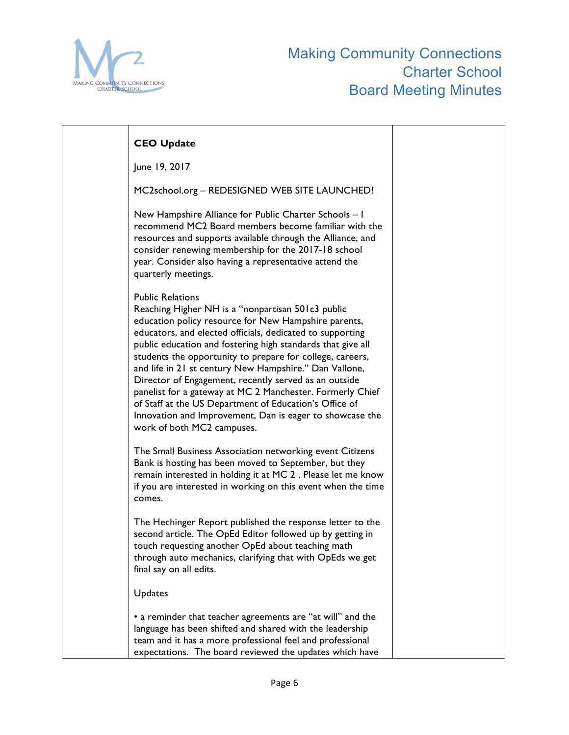# Making Community Connections Charter School Board Meeting Minutes

| | **CEO Update**<br><br>June 19, 2017<br><br>MC2school.org – REDESIGNED WEB SITE LAUNCHED!<br><br>New Hampshire Alliance for Public Charter Schools – I recommend MC2 Board members become familiar with the resources and supports available through the Alliance, and consider renewing membership for the 2017-18 school year. Consider also having a representative attend the quarterly meetings.<br><br>Public Relations<br>Reaching Higher NH is a "nonpartisan 501c3 public education policy resource for New Hampshire parents, educators, and elected officials, dedicated to supporting public education and fostering high standards that give all students the opportunity to prepare for college, careers, and life in 21 st century New Hampshire." Dan Vallone, Director of Engagement, recently served as an outside panelist for a gateway at MC 2 Manchester. Formerly Chief of Staff at the US Department of Education's Office of Innovation and Improvement, Dan is eager to showcase the work of both MC2 campuses.<br><br>The Small Business Association networking event Citizens Bank is hosting has been moved to September, but they remain interested in holding it at MC 2 . Please let me know if you are interested in working on this event when the time comes.<br><br>The Hechinger Report published the response letter to the second article. The OpEd Editor followed up by getting in touch requesting another OpEd about teaching math through auto mechanics, clarifying that with OpEds we get final say on all edits.<br><br>Updates<br><br>• a reminder that teacher agreements are "at will" and the language has been shifted and shared with the leadership team and it has a more professional feel and professional expectations. The board reviewed the updates which have | |
|---|---|---|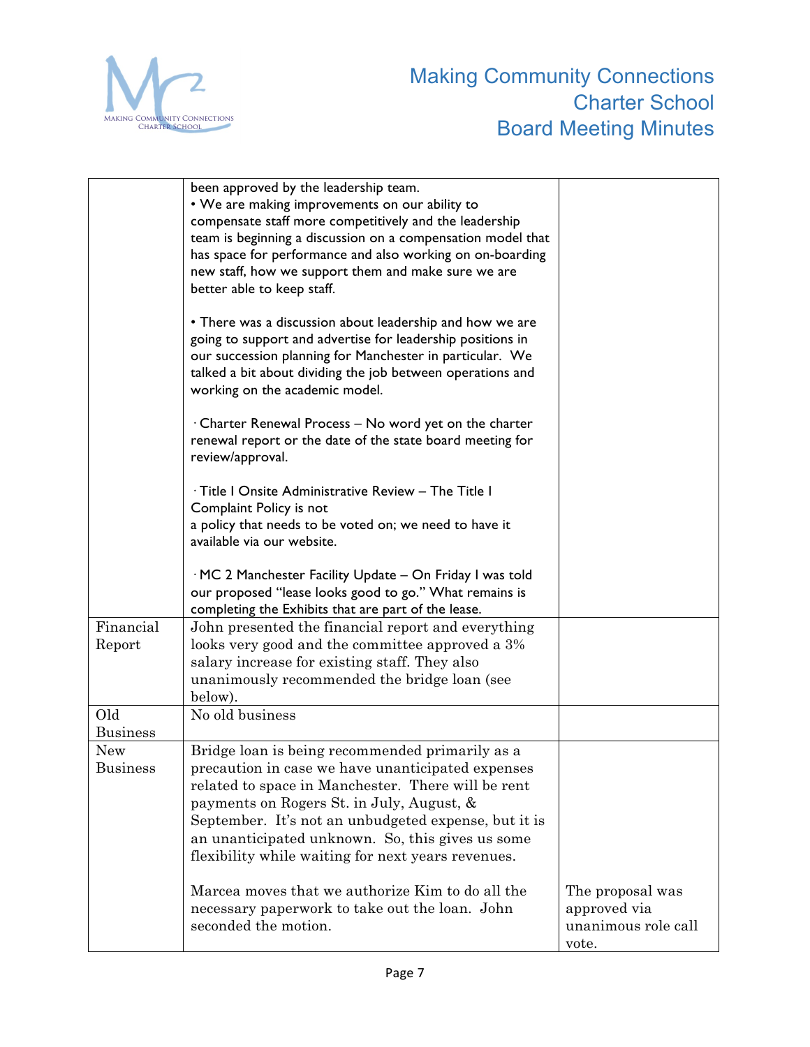| | | |
|---|---|---|
| | been approved by the leadership team.<br>• We are making improvements on our ability to compensate staff more competitively and the leadership team is beginning a discussion on a compensation model that has space for performance and also working on on-boarding new staff, how we support them and make sure we are better able to keep staff.<br><br>• There was a discussion about leadership and how we are going to support and advertise for leadership positions in our succession planning for Manchester in particular. We talked a bit about dividing the job between operations and working on the academic model.<br><br>· Charter Renewal Process – No word yet on the charter renewal report or the date of the state board meeting for review/approval.<br><br>· Title I Onsite Administrative Review – The Title I Complaint Policy is not a policy that needs to be voted on; we need to have it available via our website.<br><br>· MC 2 Manchester Facility Update – On Friday I was told our proposed "lease looks good to go." What remains is completing the Exhibits that are part of the lease. | |
| Financial Report | John presented the financial report and everything looks very good and the committee approved a 3% salary increase for existing staff. They also unanimously recommended the bridge loan (see below). | |
| Old Business | No old business | |
| New Business | Bridge loan is being recommended primarily as a precaution in case we have unanticipated expenses related to space in Manchester. There will be rent payments on Rogers St. in July, August, & September. It's not an unbudgeted expense, but it is an unanticipated unknown. So, this gives us some flexibility while waiting for next years revenues.<br><br>Marcea moves that we authorize Kim to do all the necessary paperwork to take out the loan. John seconded the motion. | The proposal was approved via unanimous role call vote. |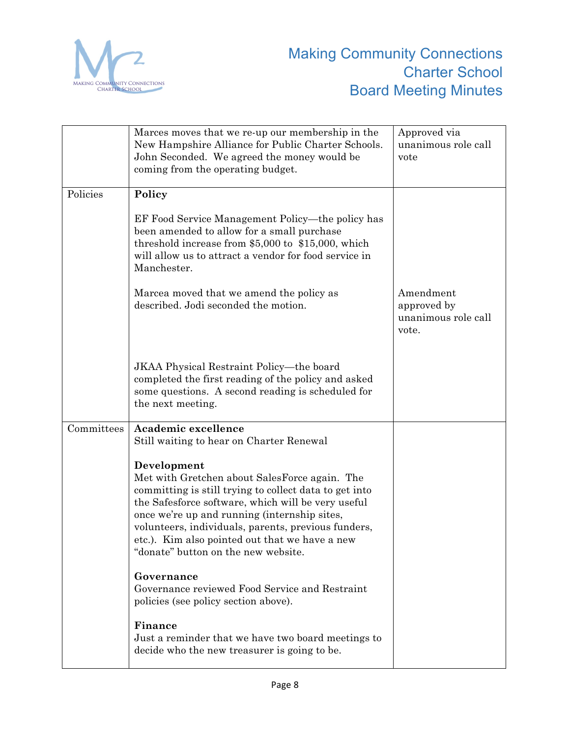| | | |
|---|---|---|
| | Marces moves that we re-up our membership in the New Hampshire Alliance for Public Charter Schools. John Seconded. We agreed the money would be coming from the operating budget. | Approved via unanimous role call vote |
| Policies | **Policy**<br><br>EF Food Service Management Policy—the policy has been amended to allow for a small purchase threshold increase from $5,000 to $15,000, which will allow us to attract a vendor for food service in Manchester.<br><br>Marcea moved that we amend the policy as described. Jodi seconded the motion.<br><br>JKAA Physical Restraint Policy—the board completed the first reading of the policy and asked some questions. A second reading is scheduled for the next meeting. | Amendment approved by unanimous role call vote. |
| Committees | **Academic excellence**<br>Still waiting to hear on Charter Renewal<br><br>**Development**<br>Met with Gretchen about SalesForce again. The committing is still trying to collect data to get into the Safesforce software, which will be very useful once we're up and running (internship sites, volunteers, individuals, parents, previous funders, etc.). Kim also pointed out that we have a new "donate" button on the new website.<br><br>**Governance**<br>Governance reviewed Food Service and Restraint policies (see policy section above).<br><br>**Finance**<br>Just a reminder that we have two board meetings to decide who the new treasurer is going to be. | |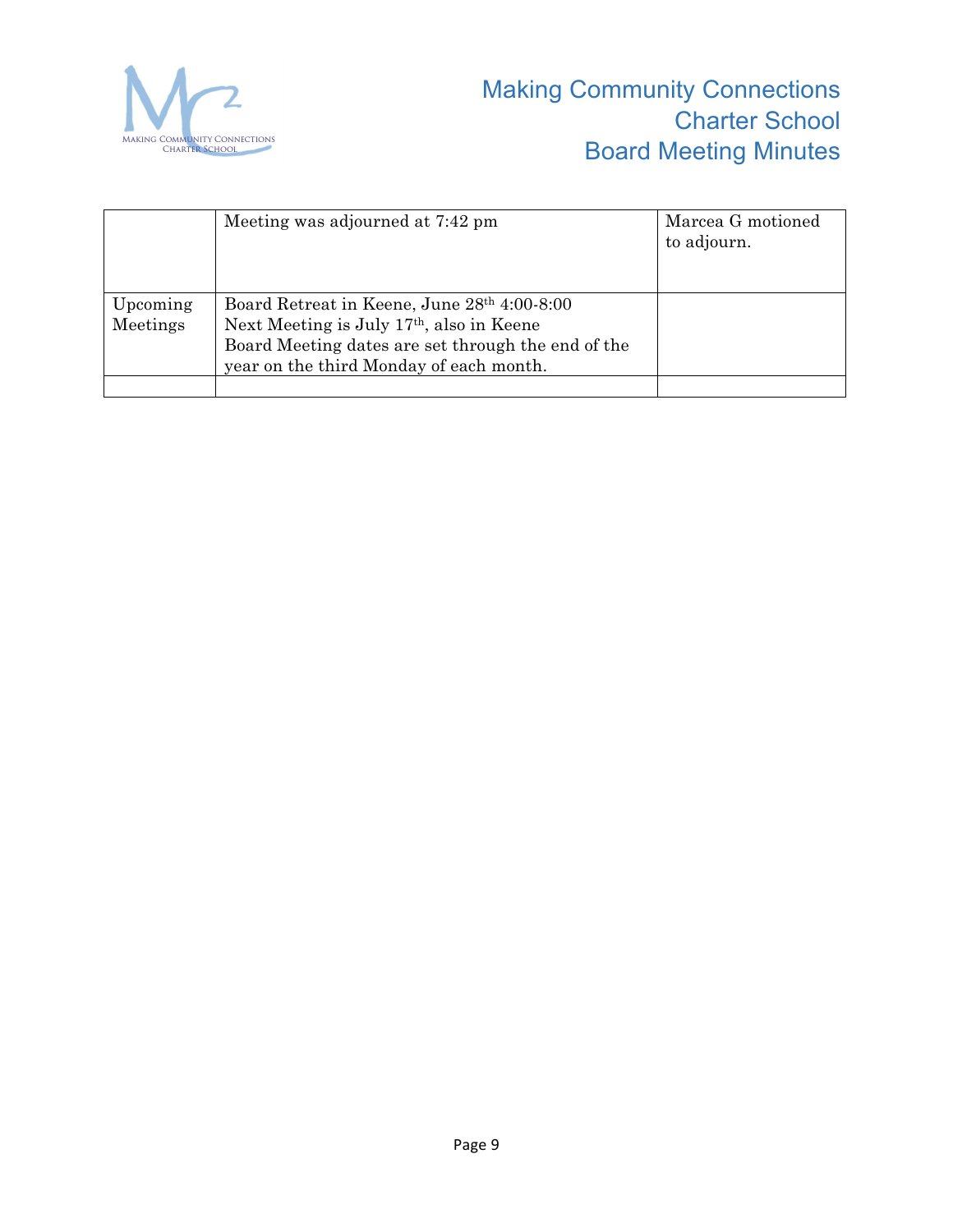| | | |
|---|---|---|
| | Meeting was adjourned at 7:42 pm | Marcea G motioned to adjourn. |
| Upcoming Meetings | Board Retreat in Keene, June 28th 4:00-8:00<br>Next Meeting is July 17th, also in Keene<br>Board Meeting dates are set through the end of the year on the third Monday of each month. | |
| | | |